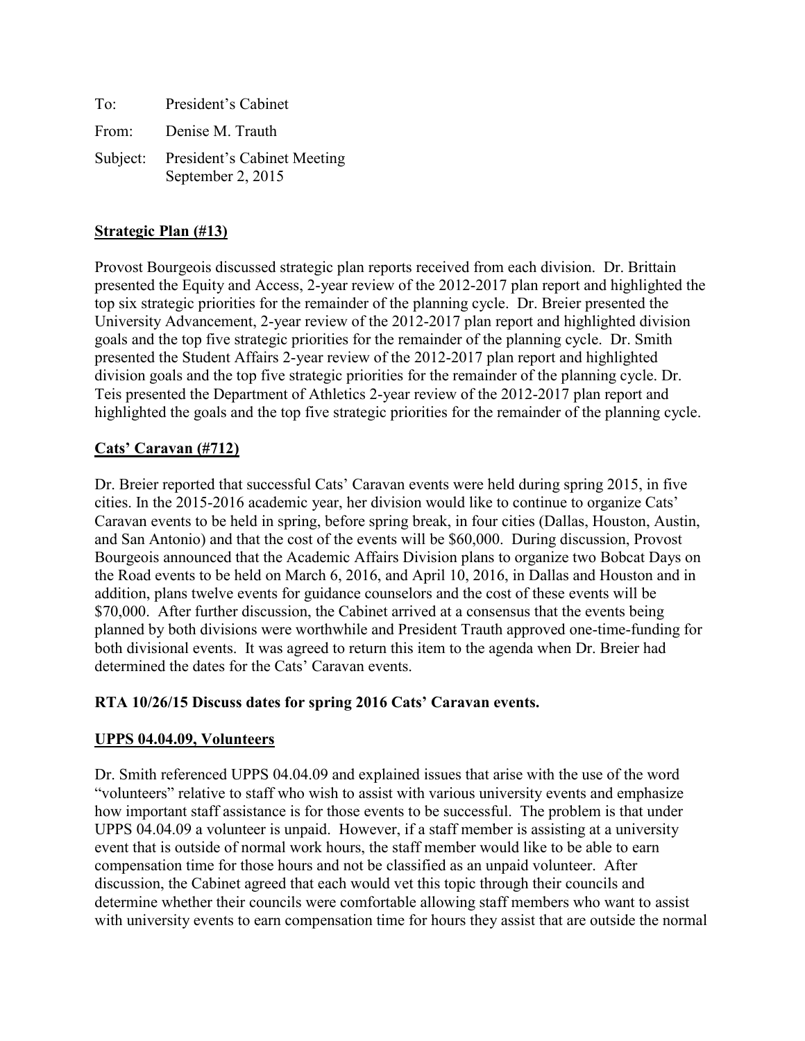To: President's Cabinet

From: Denise M. Trauth

Subject: President's Cabinet Meeting
September 2, 2015

**Strategic Plan (#13)**

Provost Bourgeois discussed strategic plan reports received from each division. Dr. Brittain presented the Equity and Access, 2-year review of the 2012-2017 plan report and highlighted the top six strategic priorities for the remainder of the planning cycle. Dr. Breier presented the University Advancement, 2-year review of the 2012-2017 plan report and highlighted division goals and the top five strategic priorities for the remainder of the planning cycle. Dr. Smith presented the Student Affairs 2-year review of the 2012-2017 plan report and highlighted division goals and the top five strategic priorities for the remainder of the planning cycle. Dr. Teis presented the Department of Athletics 2-year review of the 2012-2017 plan report and highlighted the goals and the top five strategic priorities for the remainder of the planning cycle.

**Cats' Caravan (#712)**

Dr. Breier reported that successful Cats' Caravan events were held during spring 2015, in five cities. In the 2015-2016 academic year, her division would like to continue to organize Cats' Caravan events to be held in spring, before spring break, in four cities (Dallas, Houston, Austin, and San Antonio) and that the cost of the events will be $60,000. During discussion, Provost Bourgeois announced that the Academic Affairs Division plans to organize two Bobcat Days on the Road events to be held on March 6, 2016, and April 10, 2016, in Dallas and Houston and in addition, plans twelve events for guidance counselors and the cost of these events will be $70,000. After further discussion, the Cabinet arrived at a consensus that the events being planned by both divisions were worthwhile and President Trauth approved one-time-funding for both divisional events. It was agreed to return this item to the agenda when Dr. Breier had determined the dates for the Cats' Caravan events.

**RTA 10/26/15 Discuss dates for spring 2016 Cats' Caravan events.**

**UPPS 04.04.09, Volunteers**

Dr. Smith referenced UPPS 04.04.09 and explained issues that arise with the use of the word "volunteers" relative to staff who wish to assist with various university events and emphasize how important staff assistance is for those events to be successful. The problem is that under UPPS 04.04.09 a volunteer is unpaid. However, if a staff member is assisting at a university event that is outside of normal work hours, the staff member would like to be able to earn compensation time for those hours and not be classified as an unpaid volunteer. After discussion, the Cabinet agreed that each would vet this topic through their councils and determine whether their councils were comfortable allowing staff members who want to assist with university events to earn compensation time for hours they assist that are outside the normal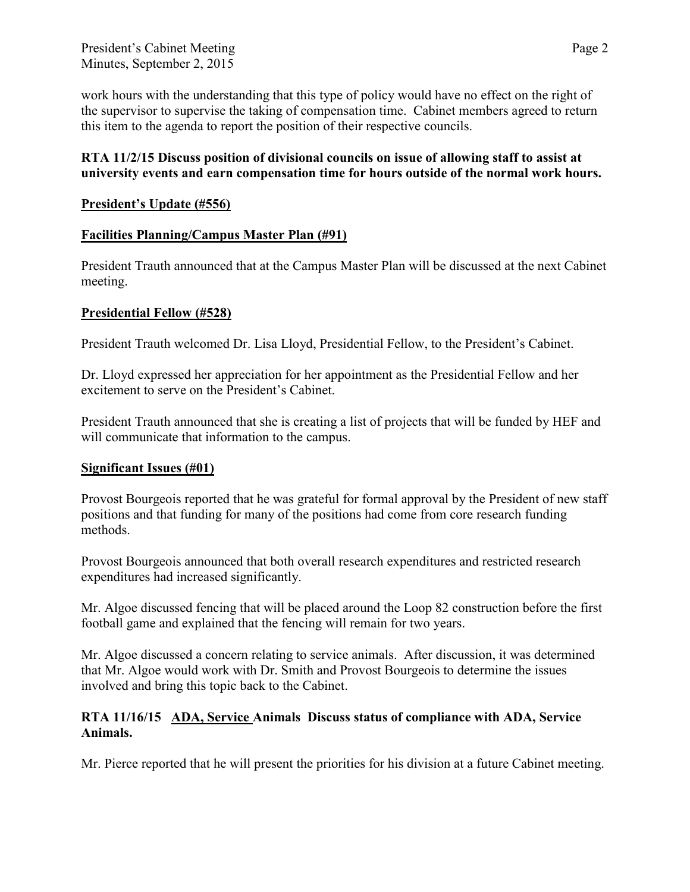work hours with the understanding that this type of policy would have no effect on the right of the supervisor to supervise the taking of compensation time. Cabinet members agreed to return this item to the agenda to report the position of their respective councils.

**RTA 11/2/15 Discuss position of divisional councils on issue of allowing staff to assist at university events and earn compensation time for hours outside of the normal work hours.**

**<u>President's Update (#556)</u>**

**<u>Facilities Planning/Campus Master Plan (#91)</u>**

President Trauth announced that at the Campus Master Plan will be discussed at the next Cabinet meeting.

**<u>Presidential Fellow (#528)</u>**

President Trauth welcomed Dr. Lisa Lloyd, Presidential Fellow, to the President's Cabinet.

Dr. Lloyd expressed her appreciation for her appointment as the Presidential Fellow and her excitement to serve on the President's Cabinet.

President Trauth announced that she is creating a list of projects that will be funded by HEF and will communicate that information to the campus.

**<u>Significant Issues (#01)</u>**

Provost Bourgeois reported that he was grateful for formal approval by the President of new staff positions and that funding for many of the positions had come from core research funding methods.

Provost Bourgeois announced that both overall research expenditures and restricted research expenditures had increased significantly.

Mr. Algoe discussed fencing that will be placed around the Loop 82 construction before the first football game and explained that the fencing will remain for two years.

Mr. Algoe discussed a concern relating to service animals. After discussion, it was determined that Mr. Algoe would work with Dr. Smith and Provost Bourgeois to determine the issues involved and bring this topic back to the Cabinet.

**RTA 11/16/15 <u>ADA, Service</u> Animals Discuss status of compliance with ADA, Service Animals.**

Mr. Pierce reported that he will present the priorities for his division at a future Cabinet meeting.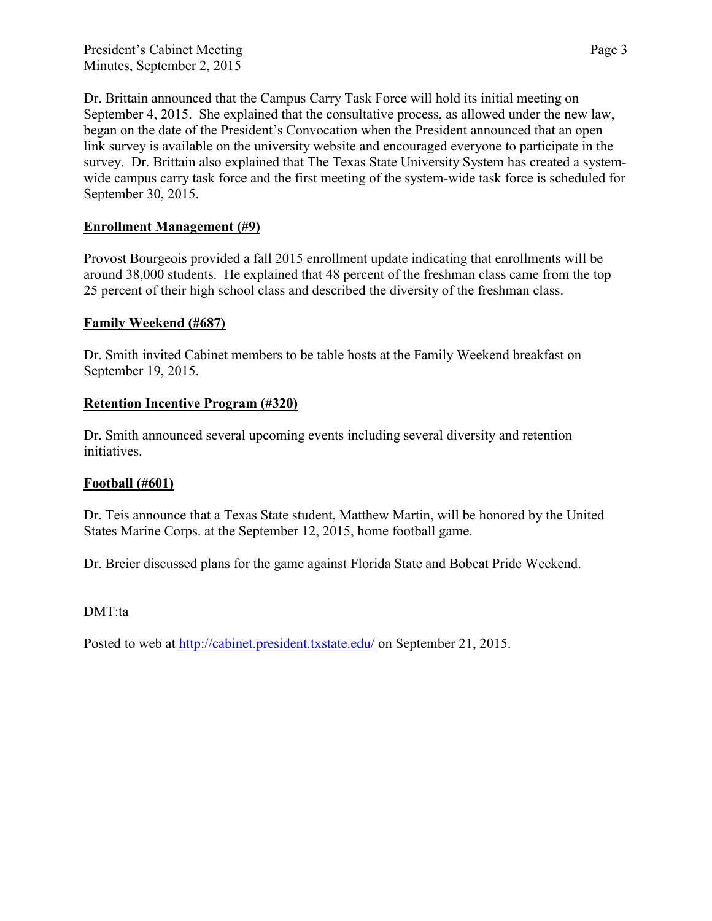Dr. Brittain announced that the Campus Carry Task Force will hold its initial meeting on September 4, 2015. She explained that the consultative process, as allowed under the new law, began on the date of the President's Convocation when the President announced that an open link survey is available on the university website and encouraged everyone to participate in the survey. Dr. Brittain also explained that The Texas State University System has created a system-wide campus carry task force and the first meeting of the system-wide task force is scheduled for September 30, 2015.

**Enrollment Management (#9)**

Provost Bourgeois provided a fall 2015 enrollment update indicating that enrollments will be around 38,000 students. He explained that 48 percent of the freshman class came from the top 25 percent of their high school class and described the diversity of the freshman class.

**Family Weekend (#687)**

Dr. Smith invited Cabinet members to be table hosts at the Family Weekend breakfast on September 19, 2015.

**Retention Incentive Program (#320)**

Dr. Smith announced several upcoming events including several diversity and retention initiatives.

**Football (#601)**

Dr. Teis announce that a Texas State student, Matthew Martin, will be honored by the United States Marine Corps. at the September 12, 2015, home football game.

Dr. Breier discussed plans for the game against Florida State and Bobcat Pride Weekend.

DMT:ta

Posted to web at http://cabinet.president.txstate.edu/ on September 21, 2015.